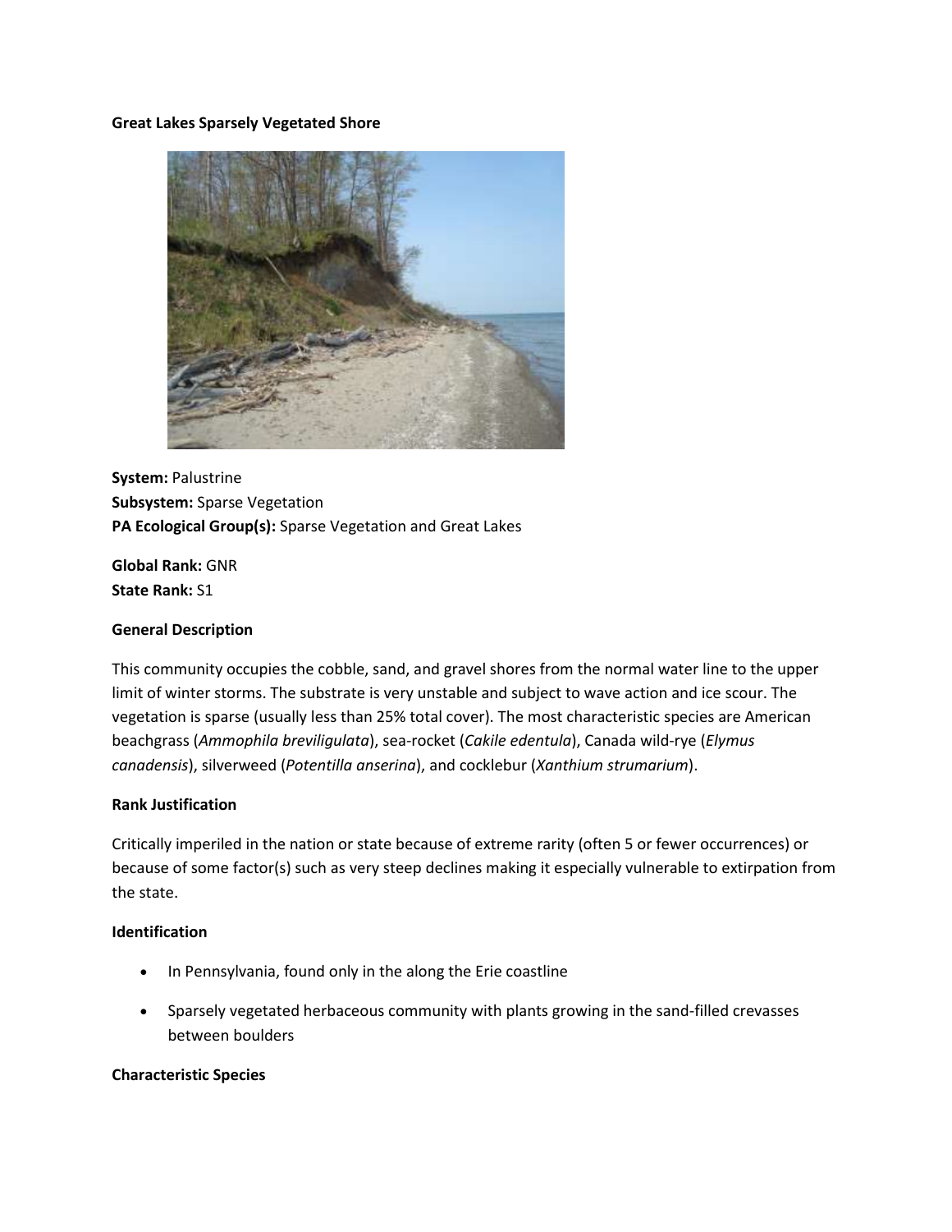**Great Lakes Sparsely Vegetated Shore**

**System:** Palustrine
**Subsystem:** Sparse Vegetation
**PA Ecological Group(s):** Sparse Vegetation and Great Lakes

**Global Rank:** GNR
**State Rank:** S1

**General Description**

This community occupies the cobble, sand, and gravel shores from the normal water line to the upper limit of winter storms. The substrate is very unstable and subject to wave action and ice scour. The vegetation is sparse (usually less than 25% total cover). The most characteristic species are American beachgrass (*Ammophila breviligulata*), sea-rocket (*Cakile edentula*), Canada wild-rye (*Elymus canadensis*), silverweed (*Potentilla anserina*), and cocklebur (*Xanthium strumarium*).

**Rank Justification**

Critically imperiled in the nation or state because of extreme rarity (often 5 or fewer occurrences) or because of some factor(s) such as very steep declines making it especially vulnerable to extirpation from the state.

**Identification**

- In Pennsylvania, found only in the along the Erie coastline
- Sparsely vegetated herbaceous community with plants growing in the sand-filled crevasses between boulders

**Characteristic Species**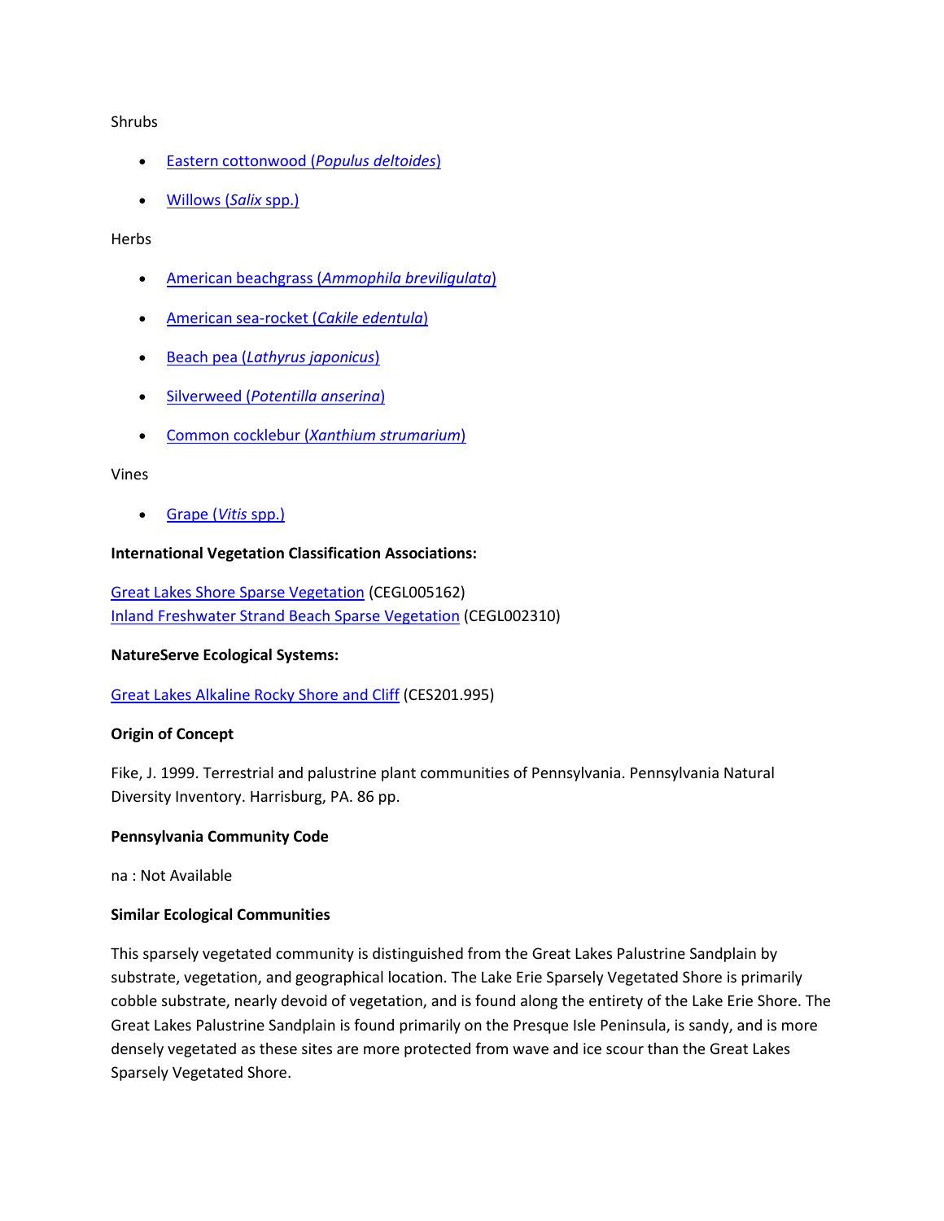Shrubs

- [Eastern cottonwood (*Populus deltoides*)]()
- [Willows (*Salix* spp.)]()

Herbs

- [American beachgrass (*Ammophila breviligulata*)]()
- [American sea-rocket (*Cakile edentula*)]()
- [Beach pea (*Lathyrus japonicus*)]()
- [Silverweed (*Potentilla anserina*)]()
- [Common cocklebur (*Xanthium strumarium*)]()

Vines

- [Grape (*Vitis* spp.)]()

**International Vegetation Classification Associations:**

[Great Lakes Shore Sparse Vegetation]() (CEGL005162)
[Inland Freshwater Strand Beach Sparse Vegetation]() (CEGL002310)

**NatureServe Ecological Systems:**

[Great Lakes Alkaline Rocky Shore and Cliff]() (CES201.995)

**Origin of Concept**

Fike, J. 1999. Terrestrial and palustrine plant communities of Pennsylvania. Pennsylvania Natural Diversity Inventory. Harrisburg, PA. 86 pp.

**Pennsylvania Community Code**

na : Not Available

**Similar Ecological Communities**

This sparsely vegetated community is distinguished from the Great Lakes Palustrine Sandplain by substrate, vegetation, and geographical location. The Lake Erie Sparsely Vegetated Shore is primarily cobble substrate, nearly devoid of vegetation, and is found along the entirety of the Lake Erie Shore. The Great Lakes Palustrine Sandplain is found primarily on the Presque Isle Peninsula, is sandy, and is more densely vegetated as these sites are more protected from wave and ice scour than the Great Lakes Sparsely Vegetated Shore.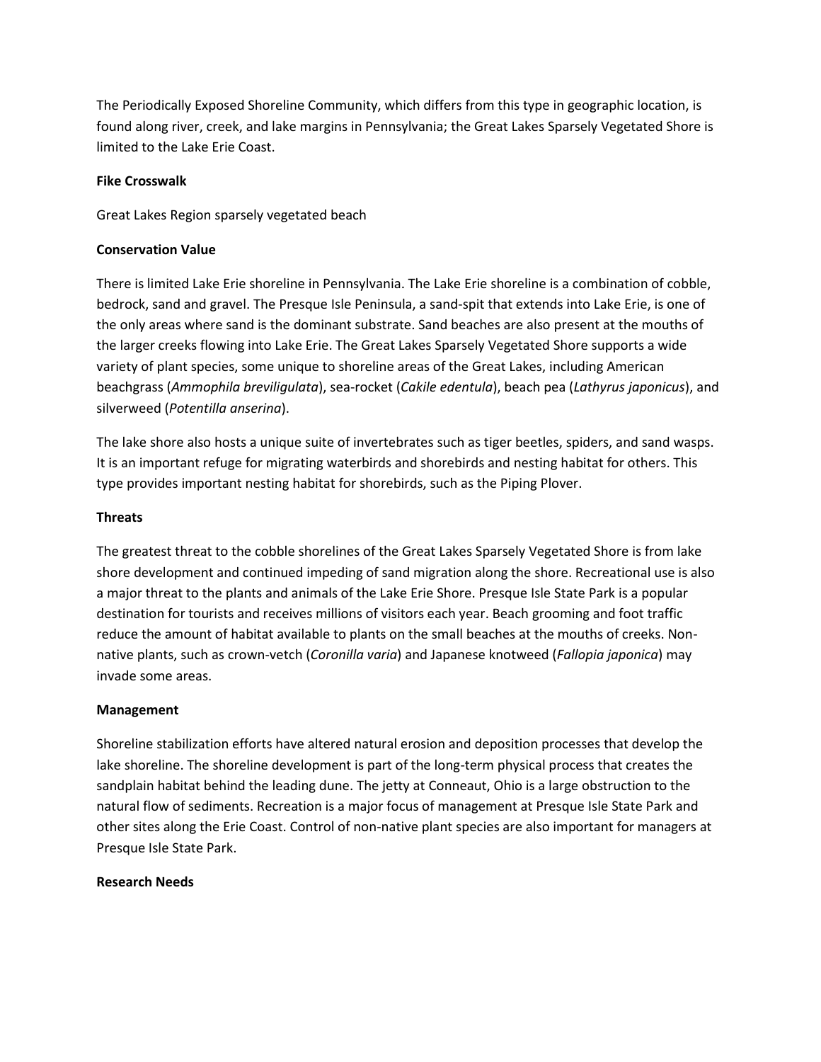The Periodically Exposed Shoreline Community, which differs from this type in geographic location, is found along river, creek, and lake margins in Pennsylvania; the Great Lakes Sparsely Vegetated Shore is limited to the Lake Erie Coast.

**Fike Crosswalk**

Great Lakes Region sparsely vegetated beach

**Conservation Value**

There is limited Lake Erie shoreline in Pennsylvania. The Lake Erie shoreline is a combination of cobble, bedrock, sand and gravel. The Presque Isle Peninsula, a sand-spit that extends into Lake Erie, is one of the only areas where sand is the dominant substrate. Sand beaches are also present at the mouths of the larger creeks flowing into Lake Erie. The Great Lakes Sparsely Vegetated Shore supports a wide variety of plant species, some unique to shoreline areas of the Great Lakes, including American beachgrass (*Ammophila breviligulata*), sea-rocket (*Cakile edentula*), beach pea (*Lathyrus japonicus*), and silverweed (*Potentilla anserina*).

The lake shore also hosts a unique suite of invertebrates such as tiger beetles, spiders, and sand wasps. It is an important refuge for migrating waterbirds and shorebirds and nesting habitat for others. This type provides important nesting habitat for shorebirds, such as the Piping Plover.

**Threats**

The greatest threat to the cobble shorelines of the Great Lakes Sparsely Vegetated Shore is from lake shore development and continued impeding of sand migration along the shore. Recreational use is also a major threat to the plants and animals of the Lake Erie Shore. Presque Isle State Park is a popular destination for tourists and receives millions of visitors each year. Beach grooming and foot traffic reduce the amount of habitat available to plants on the small beaches at the mouths of creeks. Non-native plants, such as crown-vetch (*Coronilla varia*) and Japanese knotweed (*Fallopia japonica*) may invade some areas.

**Management**

Shoreline stabilization efforts have altered natural erosion and deposition processes that develop the lake shoreline. The shoreline development is part of the long-term physical process that creates the sandplain habitat behind the leading dune. The jetty at Conneaut, Ohio is a large obstruction to the natural flow of sediments. Recreation is a major focus of management at Presque Isle State Park and other sites along the Erie Coast. Control of non-native plant species are also important for managers at Presque Isle State Park.

**Research Needs**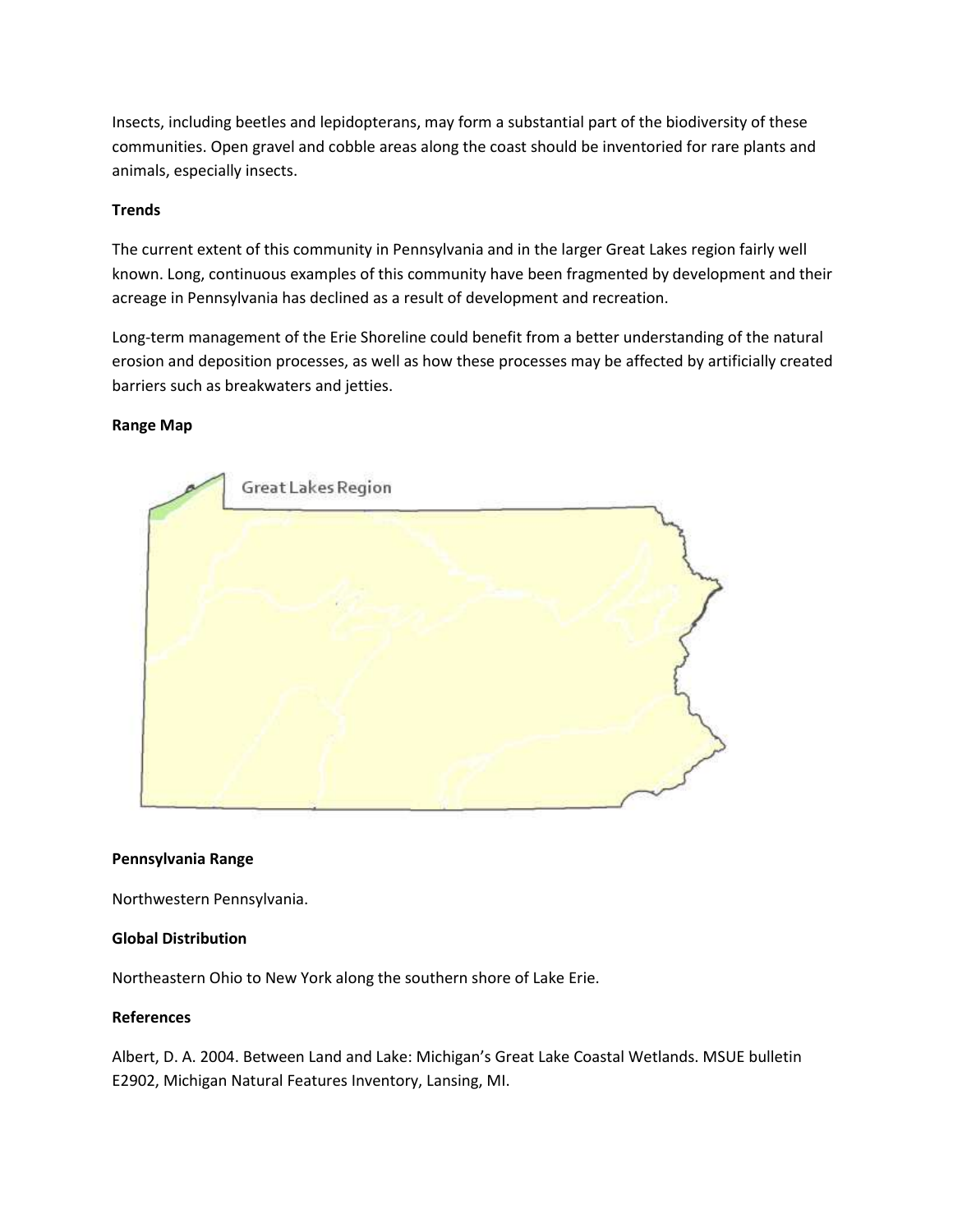Insects, including beetles and lepidopterans, may form a substantial part of the biodiversity of these communities. Open gravel and cobble areas along the coast should be inventoried for rare plants and animals, especially insects.

**Trends**

The current extent of this community in Pennsylvania and in the larger Great Lakes region fairly well known. Long, continuous examples of this community have been fragmented by development and their acreage in Pennsylvania has declined as a result of development and recreation.

Long-term management of the Erie Shoreline could benefit from a better understanding of the natural erosion and deposition processes, as well as how these processes may be affected by artificially created barriers such as breakwaters and jetties.

**Range Map**

Great Lakes Region

**Pennsylvania Range**

Northwestern Pennsylvania.

**Global Distribution**

Northeastern Ohio to New York along the southern shore of Lake Erie.

**References**

Albert, D. A. 2004. Between Land and Lake: Michigan's Great Lake Coastal Wetlands. MSUE bulletin E2902, Michigan Natural Features Inventory, Lansing, MI.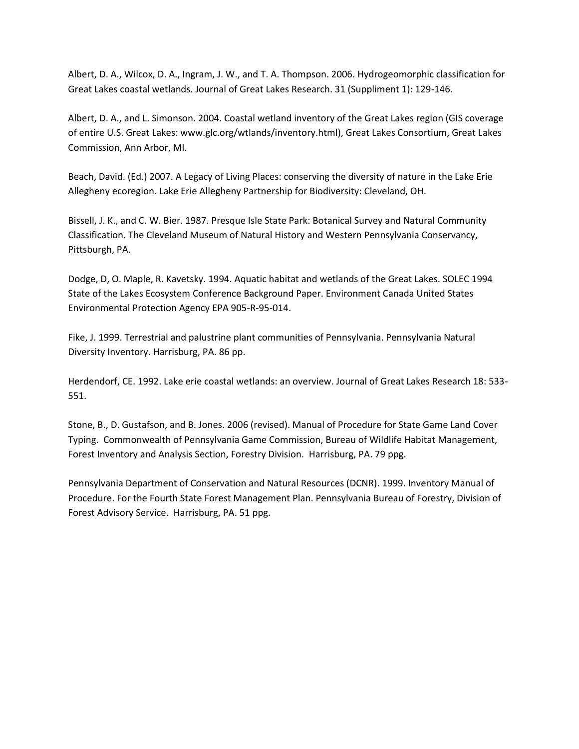Albert, D. A., Wilcox, D. A., Ingram, J. W., and T. A. Thompson. 2006. Hydrogeomorphic classification for Great Lakes coastal wetlands. Journal of Great Lakes Research. 31 (Suppliment 1): 129-146.

Albert, D. A., and L. Simonson. 2004. Coastal wetland inventory of the Great Lakes region (GIS coverage of entire U.S. Great Lakes: www.glc.org/wtlands/inventory.html), Great Lakes Consortium, Great Lakes Commission, Ann Arbor, MI.

Beach, David. (Ed.) 2007. A Legacy of Living Places: conserving the diversity of nature in the Lake Erie Allegheny ecoregion. Lake Erie Allegheny Partnership for Biodiversity: Cleveland, OH.

Bissell, J. K., and C. W. Bier. 1987. Presque Isle State Park: Botanical Survey and Natural Community Classification. The Cleveland Museum of Natural History and Western Pennsylvania Conservancy, Pittsburgh, PA.

Dodge, D, O. Maple, R. Kavetsky. 1994. Aquatic habitat and wetlands of the Great Lakes. SOLEC 1994 State of the Lakes Ecosystem Conference Background Paper. Environment Canada United States Environmental Protection Agency EPA 905-R-95-014.

Fike, J. 1999. Terrestrial and palustrine plant communities of Pennsylvania. Pennsylvania Natural Diversity Inventory. Harrisburg, PA. 86 pp.

Herdendorf, CE. 1992. Lake erie coastal wetlands: an overview. Journal of Great Lakes Research 18: 533-551.

Stone, B., D. Gustafson, and B. Jones. 2006 (revised). Manual of Procedure for State Game Land Cover Typing. Commonwealth of Pennsylvania Game Commission, Bureau of Wildlife Habitat Management, Forest Inventory and Analysis Section, Forestry Division. Harrisburg, PA. 79 ppg.

Pennsylvania Department of Conservation and Natural Resources (DCNR). 1999. Inventory Manual of Procedure. For the Fourth State Forest Management Plan. Pennsylvania Bureau of Forestry, Division of Forest Advisory Service. Harrisburg, PA. 51 ppg.